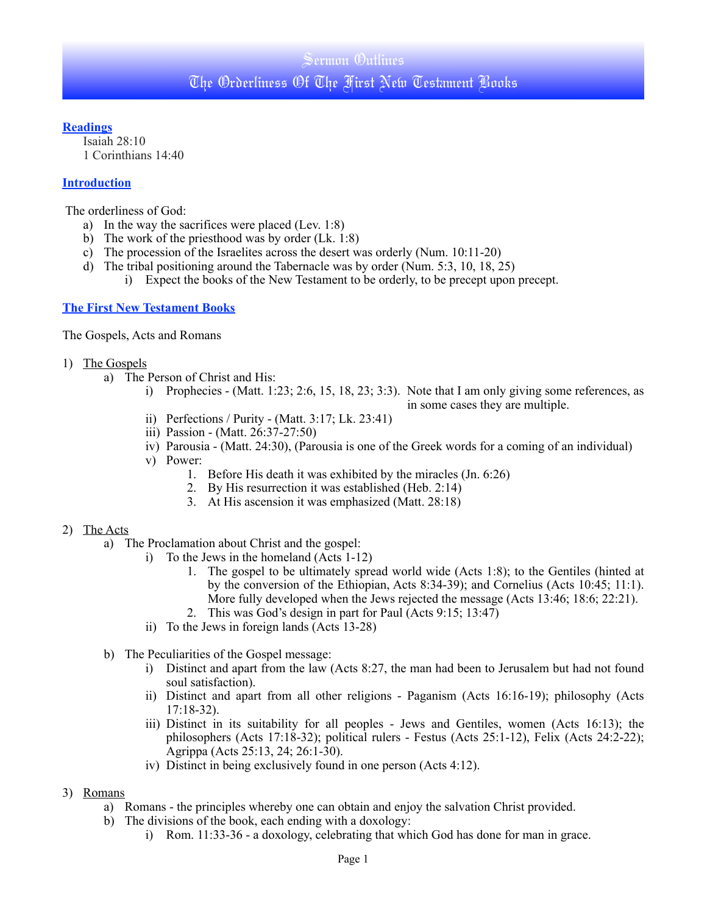# Sermon Outlines
# The Orderliness Of The First New Testament Books

## Readings

Isaiah 28:10
1 Corinthians 14:40

## Introduction

The orderliness of God:

a) In the way the sacrifices were placed (Lev. 1:8)
b) The work of the priesthood was by order (Lk. 1:8)
c) The procession of the Israelites across the desert was orderly (Num. 10:11-20)
d) The tribal positioning around the Tabernacle was by order (Num. 5:3, 10, 18, 25)
    i) Expect the books of the New Testament to be orderly, to be precept upon precept.

## The First New Testament Books

The Gospels, Acts and Romans

1) The Gospels
    a) The Person of Christ and His:
        i) Prophecies - (Matt. 1:23; 2:6, 15, 18, 23; 3:3). Note that I am only giving some references, as in some cases they are multiple.
        ii) Perfections / Purity - (Matt. 3:17; Lk. 23:41)
        iii) Passion - (Matt. 26:37-27:50)
        iv) Parousia - (Matt. 24:30), (Parousia is one of the Greek words for a coming of an individual)
        v) Power:
            1. Before His death it was exhibited by the miracles (Jn. 6:26)
            2. By His resurrection it was established (Heb. 2:14)
            3. At His ascension it was emphasized (Matt. 28:18)

2) The Acts
    a) The Proclamation about Christ and the gospel:
        i) To the Jews in the homeland (Acts 1-12)
            1. The gospel to be ultimately spread world wide (Acts 1:8); to the Gentiles (hinted at by the conversion of the Ethiopian, Acts 8:34-39); and Cornelius (Acts 10:45; 11:1). More fully developed when the Jews rejected the message (Acts 13:46; 18:6; 22:21).
            2. This was God's design in part for Paul (Acts 9:15; 13:47)
        ii) To the Jews in foreign lands (Acts 13-28)
    b) The Peculiarities of the Gospel message:
        i) Distinct and apart from the law (Acts 8:27, the man had been to Jerusalem but had not found soul satisfaction).
        ii) Distinct and apart from all other religions - Paganism (Acts 16:16-19); philosophy (Acts 17:18-32).
        iii) Distinct in its suitability for all peoples - Jews and Gentiles, women (Acts 16:13); the philosophers (Acts 17:18-32); political rulers - Festus (Acts 25:1-12), Felix (Acts 24:2-22); Agrippa (Acts 25:13, 24; 26:1-30).
        iv) Distinct in being exclusively found in one person (Acts 4:12).

3) Romans
    a) Romans - the principles whereby one can obtain and enjoy the salvation Christ provided.
    b) The divisions of the book, each ending with a doxology:
        i) Rom. 11:33-36 - a doxology, celebrating that which God has done for man in grace.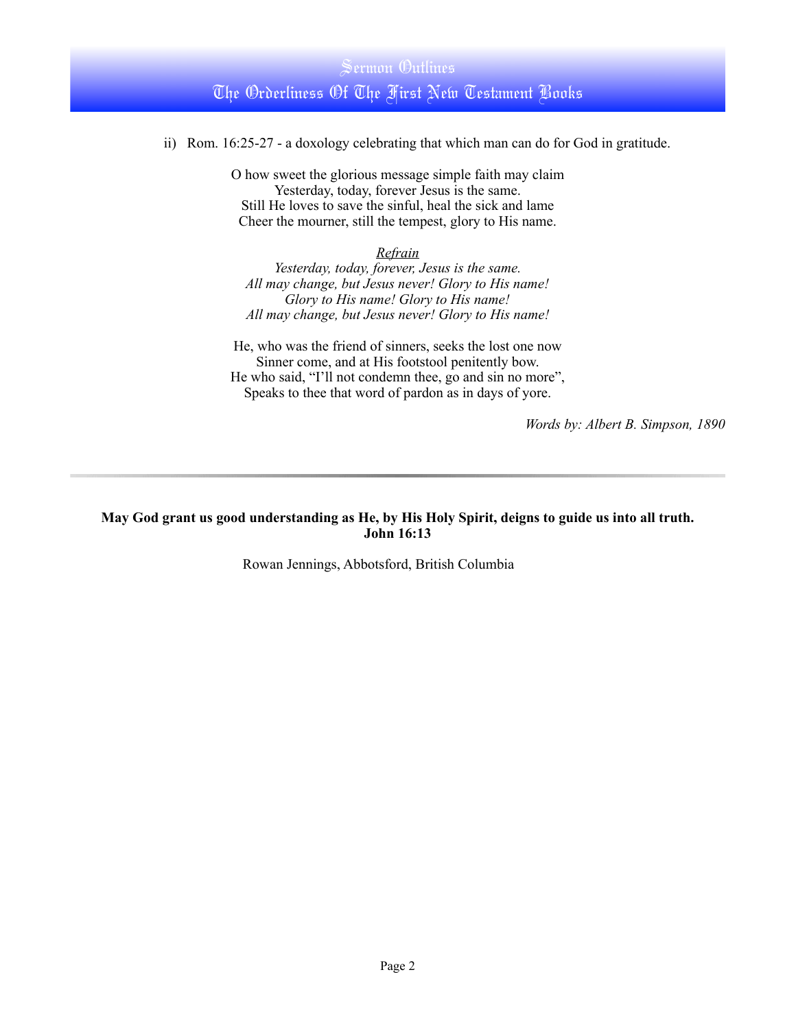ii) Rom. 16:25-27 - a doxology celebrating that which man can do for God in gratitude.

O how sweet the glorious message simple faith may claim
Yesterday, today, forever Jesus is the same.
Still He loves to save the sinful, heal the sick and lame
Cheer the mourner, still the tempest, glory to His name.

Refrain

*Yesterday, today, forever, Jesus is the same.*
*All may change, but Jesus never! Glory to His name!*
*Glory to His name! Glory to His name!*
*All may change, but Jesus never! Glory to His name!*

He, who was the friend of sinners, seeks the lost one now
Sinner come, and at His footstool penitently bow.
He who said, “I’ll not condemn thee, go and sin no more”,
Speaks to thee that word of pardon as in days of yore.

*Words by: Albert B. Simpson, 1890*

---

**May God grant us good understanding as He, by His Holy Spirit, deigns to guide us into all truth.**
**John 16:13**

Rowan Jennings, Abbotsford, British Columbia